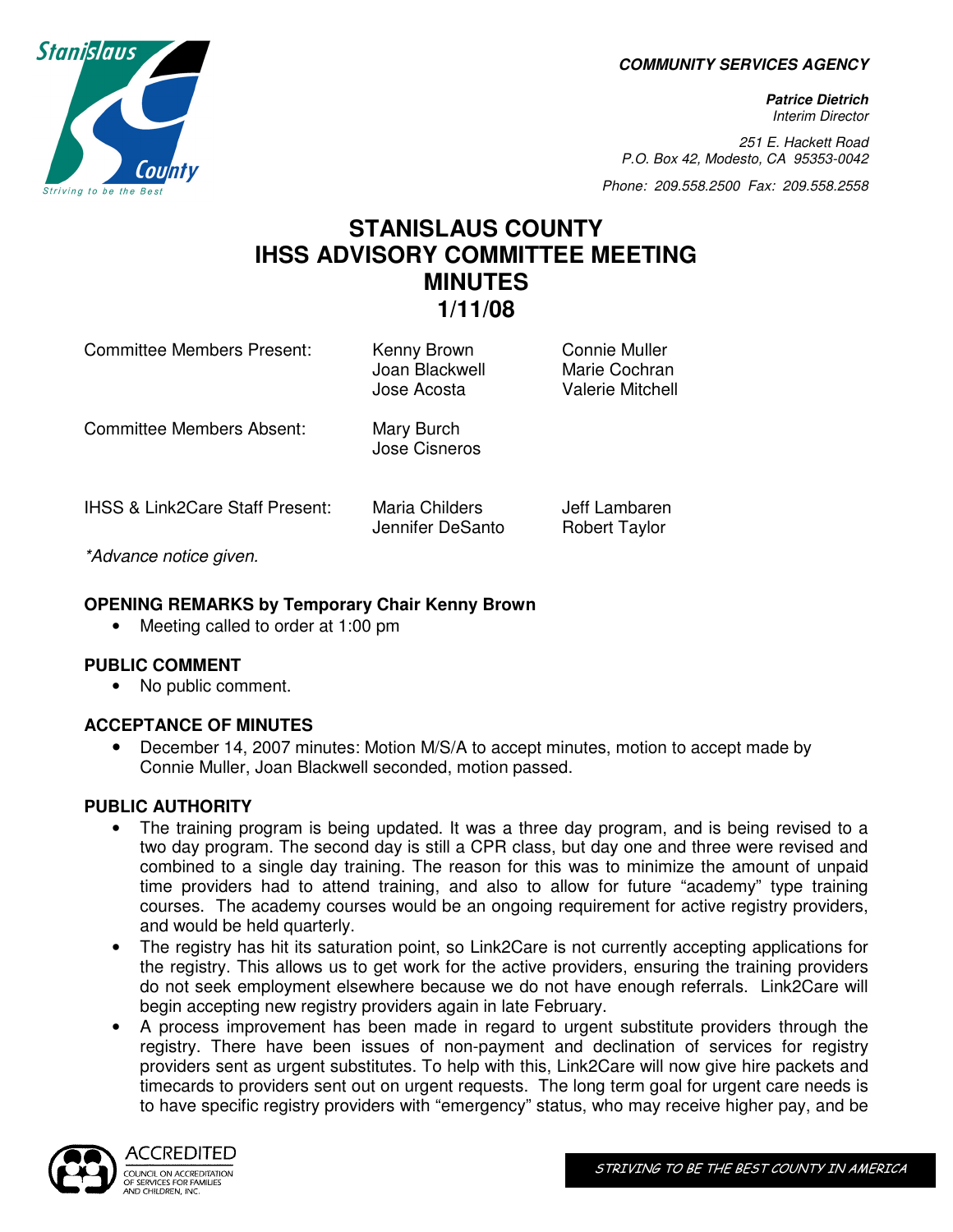**COMMUNITY SERVICES AGENCY**

***Patrice Dietrich***
*Interim Director*

*251 E. Hackett Road*
*P.O. Box 42, Modesto, CA 95353-0042*

*Phone: 209.558.2500 Fax: 209.558.2558*

# STANISLAUS COUNTY IHSS ADVISORY COMMITTEE MEETING MINUTES 1/11/08

| | | |
|---|---|---|
| Committee Members Present: | Kenny Brown | Connie Muller |
| | Joan Blackwell | Marie Cochran |
| | Jose Acosta | Valerie Mitchell |
| Committee Members Absent: | Mary Burch | |
| | Jose Cisneros | |
| IHSS & Link2Care Staff Present: | Maria Childers | Jeff Lambaren |
| | Jennifer DeSanto | Robert Taylor |

*\*Advance notice given.*

### OPENING REMARKS by Temporary Chair Kenny Brown

- Meeting called to order at 1:00 pm

### PUBLIC COMMENT

- No public comment.

### ACCEPTANCE OF MINUTES

- December 14, 2007 minutes: Motion M/S/A to accept minutes, motion to accept made by Connie Muller, Joan Blackwell seconded, motion passed.

### PUBLIC AUTHORITY

- The training program is being updated. It was a three day program, and is being revised to a two day program. The second day is still a CPR class, but day one and three were revised and combined to a single day training. The reason for this was to minimize the amount of unpaid time providers had to attend training, and also to allow for future "academy" type training courses. The academy courses would be an ongoing requirement for active registry providers, and would be held quarterly.
- The registry has hit its saturation point, so Link2Care is not currently accepting applications for the registry. This allows us to get work for the active providers, ensuring the training providers do not seek employment elsewhere because we do not have enough referrals. Link2Care will begin accepting new registry providers again in late February.
- A process improvement has been made in regard to urgent substitute providers through the registry. There have been issues of non-payment and declination of services for registry providers sent as urgent substitutes. To help with this, Link2Care will now give hire packets and timecards to providers sent out on urgent requests. The long term goal for urgent care needs is to have specific registry providers with "emergency" status, who may receive higher pay, and be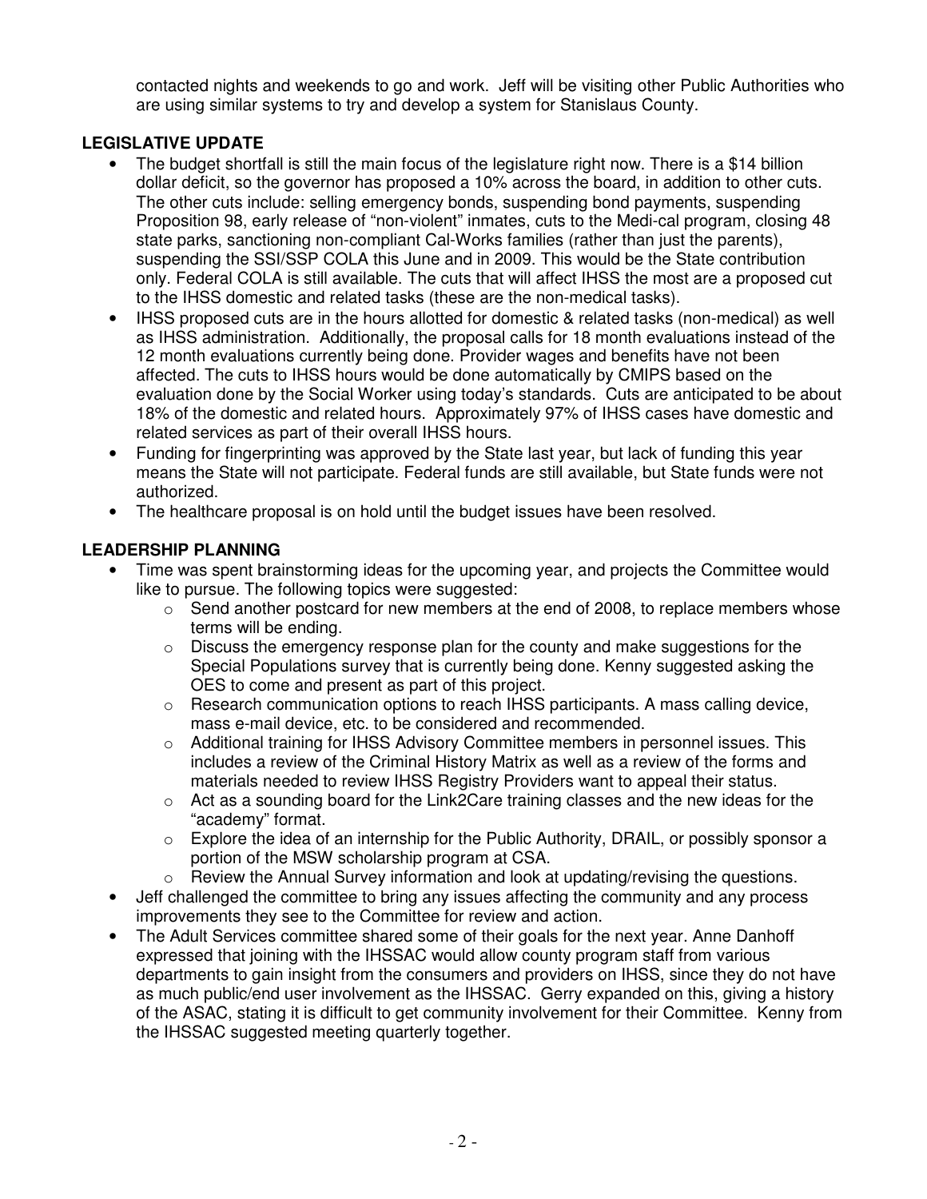contacted nights and weekends to go and work. Jeff will be visiting other Public Authorities who are using similar systems to try and develop a system for Stanislaus County.

**LEGISLATIVE UPDATE**

- The budget shortfall is still the main focus of the legislature right now. There is a $14 billion dollar deficit, so the governor has proposed a 10% across the board, in addition to other cuts. The other cuts include: selling emergency bonds, suspending bond payments, suspending Proposition 98, early release of "non-violent" inmates, cuts to the Medi-cal program, closing 48 state parks, sanctioning non-compliant Cal-Works families (rather than just the parents), suspending the SSI/SSP COLA this June and in 2009. This would be the State contribution only. Federal COLA is still available. The cuts that will affect IHSS the most are a proposed cut to the IHSS domestic and related tasks (these are the non-medical tasks).
- IHSS proposed cuts are in the hours allotted for domestic & related tasks (non-medical) as well as IHSS administration. Additionally, the proposal calls for 18 month evaluations instead of the 12 month evaluations currently being done. Provider wages and benefits have not been affected. The cuts to IHSS hours would be done automatically by CMIPS based on the evaluation done by the Social Worker using today's standards. Cuts are anticipated to be about 18% of the domestic and related hours. Approximately 97% of IHSS cases have domestic and related services as part of their overall IHSS hours.
- Funding for fingerprinting was approved by the State last year, but lack of funding this year means the State will not participate. Federal funds are still available, but State funds were not authorized.
- The healthcare proposal is on hold until the budget issues have been resolved.

**LEADERSHIP PLANNING**

- Time was spent brainstorming ideas for the upcoming year, and projects the Committee would like to pursue. The following topics were suggested:
  - Send another postcard for new members at the end of 2008, to replace members whose terms will be ending.
  - Discuss the emergency response plan for the county and make suggestions for the Special Populations survey that is currently being done. Kenny suggested asking the OES to come and present as part of this project.
  - Research communication options to reach IHSS participants. A mass calling device, mass e-mail device, etc. to be considered and recommended.
  - Additional training for IHSS Advisory Committee members in personnel issues. This includes a review of the Criminal History Matrix as well as a review of the forms and materials needed to review IHSS Registry Providers want to appeal their status.
  - Act as a sounding board for the Link2Care training classes and the new ideas for the "academy" format.
  - Explore the idea of an internship for the Public Authority, DRAIL, or possibly sponsor a portion of the MSW scholarship program at CSA.
  - Review the Annual Survey information and look at updating/revising the questions.
- Jeff challenged the committee to bring any issues affecting the community and any process improvements they see to the Committee for review and action.
- The Adult Services committee shared some of their goals for the next year. Anne Danhoff expressed that joining with the IHSSAC would allow county program staff from various departments to gain insight from the consumers and providers on IHSS, since they do not have as much public/end user involvement as the IHSSAC. Gerry expanded on this, giving a history of the ASAC, stating it is difficult to get community involvement for their Committee. Kenny from the IHSSAC suggested meeting quarterly together.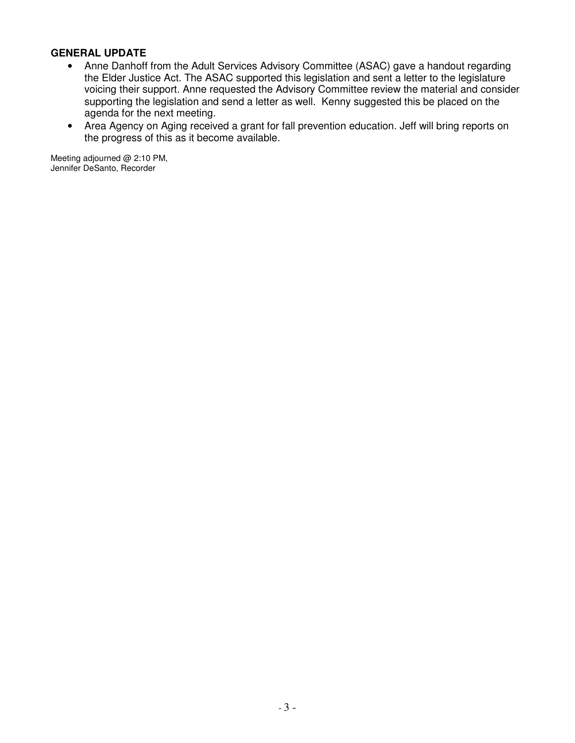**GENERAL UPDATE**

- Anne Danhoff from the Adult Services Advisory Committee (ASAC) gave a handout regarding the Elder Justice Act. The ASAC supported this legislation and sent a letter to the legislature voicing their support. Anne requested the Advisory Committee review the material and consider supporting the legislation and send a letter as well. Kenny suggested this be placed on the agenda for the next meeting.
- Area Agency on Aging received a grant for fall prevention education. Jeff will bring reports on the progress of this as it become available.

Meeting adjourned @ 2:10 PM,
Jennifer DeSanto, Recorder